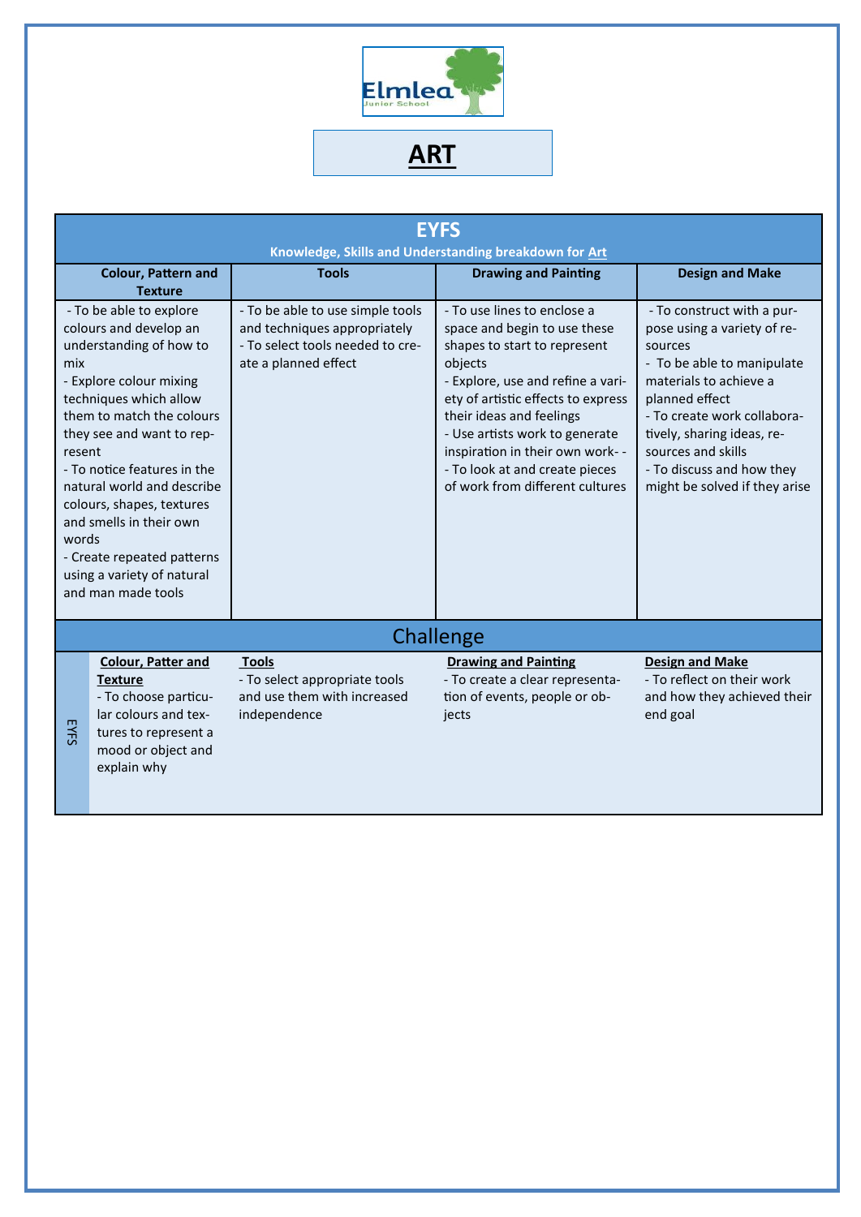Elmlea Junior School

# ART

## EYFS

**Knowledge, Skills and Understanding breakdown for Art**

| Colour, Pattern and Texture | Tools | Drawing and Painting | Design and Make |
|---|---|---|---|
| - To be able to explore colours and develop an understanding of how to mix<br>- Explore colour mixing techniques which allow them to match the colours they see and want to represent<br>- To notice features in the natural world and describe colours, shapes, textures and smells in their own words<br>- Create repeated patterns using a variety of natural and man made tools | - To be able to use simple tools and techniques appropriately<br>- To select tools needed to create a planned effect | - To use lines to enclose a space and begin to use these shapes to start to represent objects<br>- Explore, use and refine a variety of artistic effects to express their ideas and feelings<br>- Use artists work to generate inspiration in their own work- -<br>- To look at and create pieces of work from different cultures | - To construct with a purpose using a variety of resources<br>- To be able to manipulate materials to achieve a planned effect<br>- To create work collaboratively, sharing ideas, resources and skills<br>- To discuss and how they might be solved if they arise |

## Challenge

| | Colour, Patter and Texture | Tools | Drawing and Painting | Design and Make |
|---|---|---|---|---|
| EYFS | - To choose particular colours and textures to represent a mood or object and explain why | - To select appropriate tools and use them with increased independence | - To create a clear representation of events, people or objects | - To reflect on their work and how they achieved their end goal |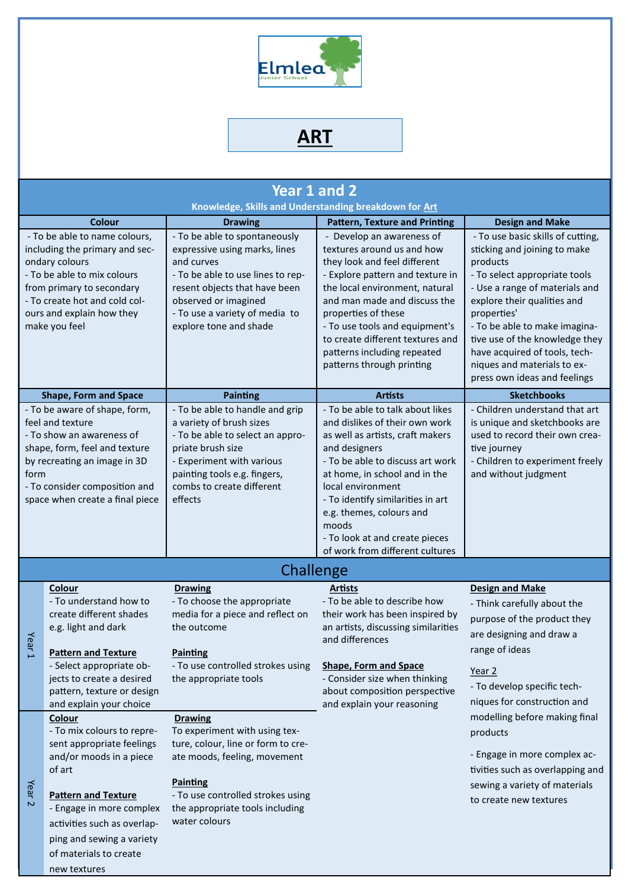Elmlea Junior School

# ART

## Year 1 and 2

**Knowledge, Skills and Understanding breakdown for Art**

| Colour | Drawing | Pattern, Texture and Printing | Design and Make |
|---|---|---|---|
| - To be able to name colours, including the primary and secondary colours<br>- To be able to mix colours from primary to secondary<br>- To create hot and cold colours and explain how they make you feel | - To be able to spontaneously expressive using marks, lines and curves<br>- To be able to use lines to represent objects that have been observed or imagined<br>- To use a variety of media to explore tone and shade | - Develop an awareness of textures around us and how they look and feel different<br>- Explore pattern and texture in the local environment, natural and man made and discuss the properties of these<br>- To use tools and equipment's to create different textures and patterns including repeated patterns through printing | - To use basic skills of cutting, sticking and joining to make products<br>- To select appropriate tools<br>- Use a range of materials and explore their qualities and properties'<br>- To be able to make imaginative use of the knowledge they have acquired of tools, techniques and materials to express own ideas and feelings |
| **Shape, Form and Space** | **Painting** | **Artists** | **Sketchbooks** |
| - To be aware of shape, form, feel and texture<br>- To show an awareness of shape, form, feel and texture by recreating an image in 3D form<br>- To consider composition and space when create a final piece | - To be able to handle and grip a variety of brush sizes<br>- To be able to select an appropriate brush size<br>- Experiment with various painting tools e.g. fingers, combs to create different effects | - To be able to talk about likes and dislikes of their own work as well as artists, craft makers and designers<br>- To be able to discuss art work at home, in school and in the local environment<br>- To identify similarities in art e.g. themes, colours and moods<br>- To look at and create pieces of work from different cultures | - Children understand that art is unique and sketchbooks are used to record their own creative journey<br>- Children to experiment freely and without judgment |

## Challenge

### Year 1

**Colour**
- To understand how to create different shades e.g. light and dark

**Pattern and Texture**
- Select appropriate objects to create a desired pattern, texture or design and explain your choice

**Drawing**
- To choose the appropriate media for a piece and reflect on the outcome

**Painting**
- To use controlled strokes using the appropriate tools

**Artists**
- To be able to describe how their work has been inspired by an artists, discussing similarities and differences

**Shape, Form and Space**
- Consider size when thinking about composition perspective and explain your reasoning

**Design and Make**
- Think carefully about the purpose of the product they are designing and draw a range of ideas

### Year 2

**Colour**
- To mix colours to represent appropriate feelings and/or moods in a piece of art

**Pattern and Texture**
- Engage in more complex activities such as overlapping and sewing a variety of materials to create new textures

**Drawing**
To experiment with using texture, colour, line or form to create moods, feeling, movement

**Painting**
- To use controlled strokes using the appropriate tools including water colours

**Design and Make** (Year 2)
- To develop specific techniques for construction and modelling before making final products

- Engage in more complex activities such as overlapping and sewing a variety of materials to create new textures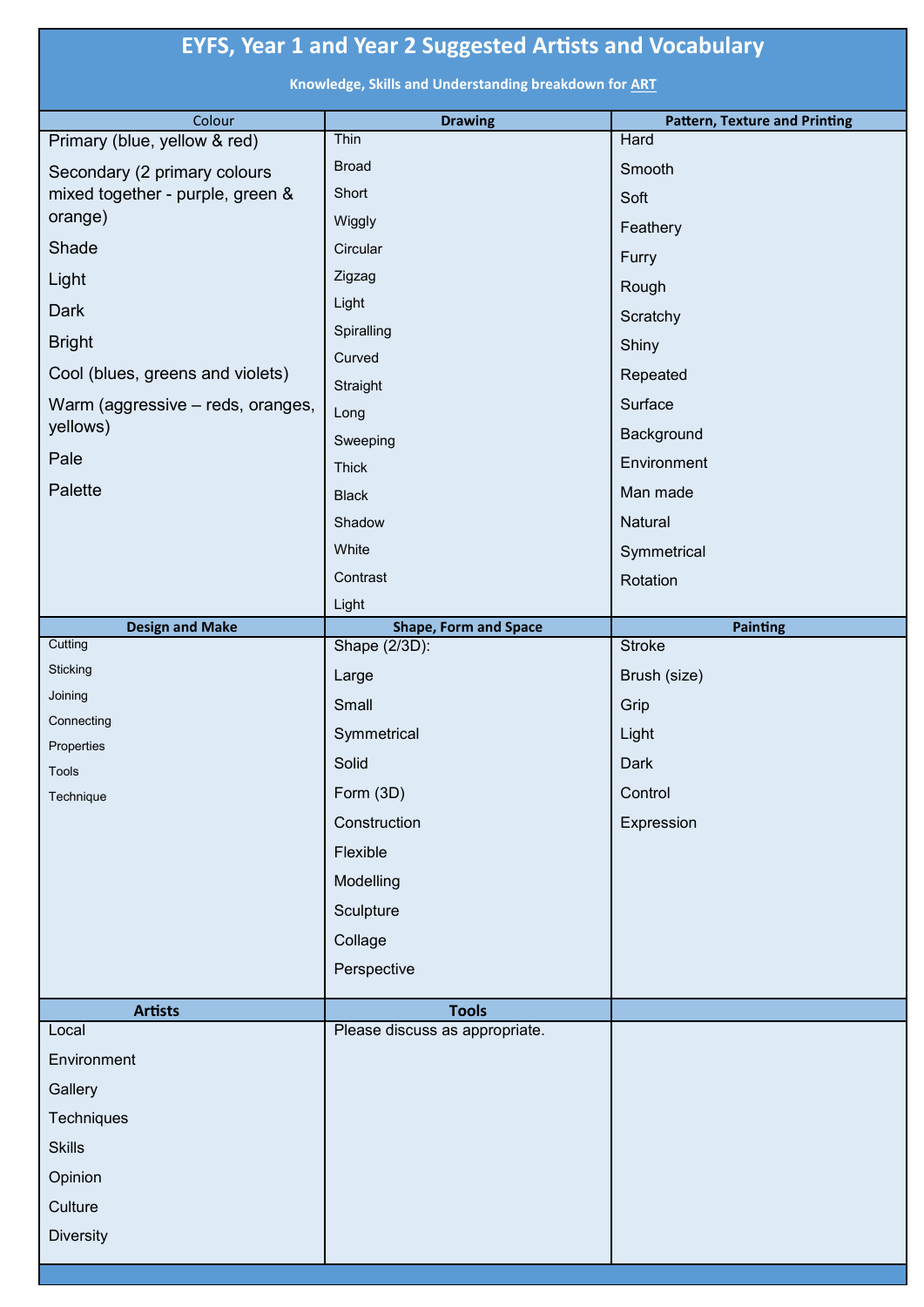# EYFS, Year 1 and Year 2 Suggested Artists and Vocabulary

**Knowledge, Skills and Understanding breakdown for ART**

| Colour | Drawing | Pattern, Texture and Printing |
| --- | --- | --- |
| Primary (blue, yellow & red)<br>Secondary (2 primary colours mixed together - purple, green & orange)<br>Shade<br>Light<br>Dark<br>Bright<br>Cool (blues, greens and violets)<br>Warm (aggressive – reds, oranges, yellows)<br>Pale<br>Palette | Thin<br>Broad<br>Short<br>Wiggly<br>Circular<br>Zigzag<br>Light<br>Spiralling<br>Curved<br>Straight<br>Long<br>Sweeping<br>Thick<br>Black<br>Shadow<br>White<br>Contrast<br>Light | Hard<br>Smooth<br>Soft<br>Feathery<br>Furry<br>Rough<br>Scratchy<br>Shiny<br>Repeated<br>Surface<br>Background<br>Environment<br>Man made<br>Natural<br>Symmetrical<br>Rotation |
| **Design and Make** | **Shape, Form and Space** | **Painting** |
| Cutting<br>Sticking<br>Joining<br>Connecting<br>Properties<br>Tools<br>Technique | Shape (2/3D):<br>Large<br>Small<br>Symmetrical<br>Solid<br>Form (3D)<br>Construction<br>Flexible<br>Modelling<br>Sculpture<br>Collage<br>Perspective | Stroke<br>Brush (size)<br>Grip<br>Light<br>Dark<br>Control<br>Expression |
| **Artists** | **Tools** | |
| Local<br>Environment<br>Gallery<br>Techniques<br>Skills<br>Opinion<br>Culture<br>Diversity | Please discuss as appropriate. | |